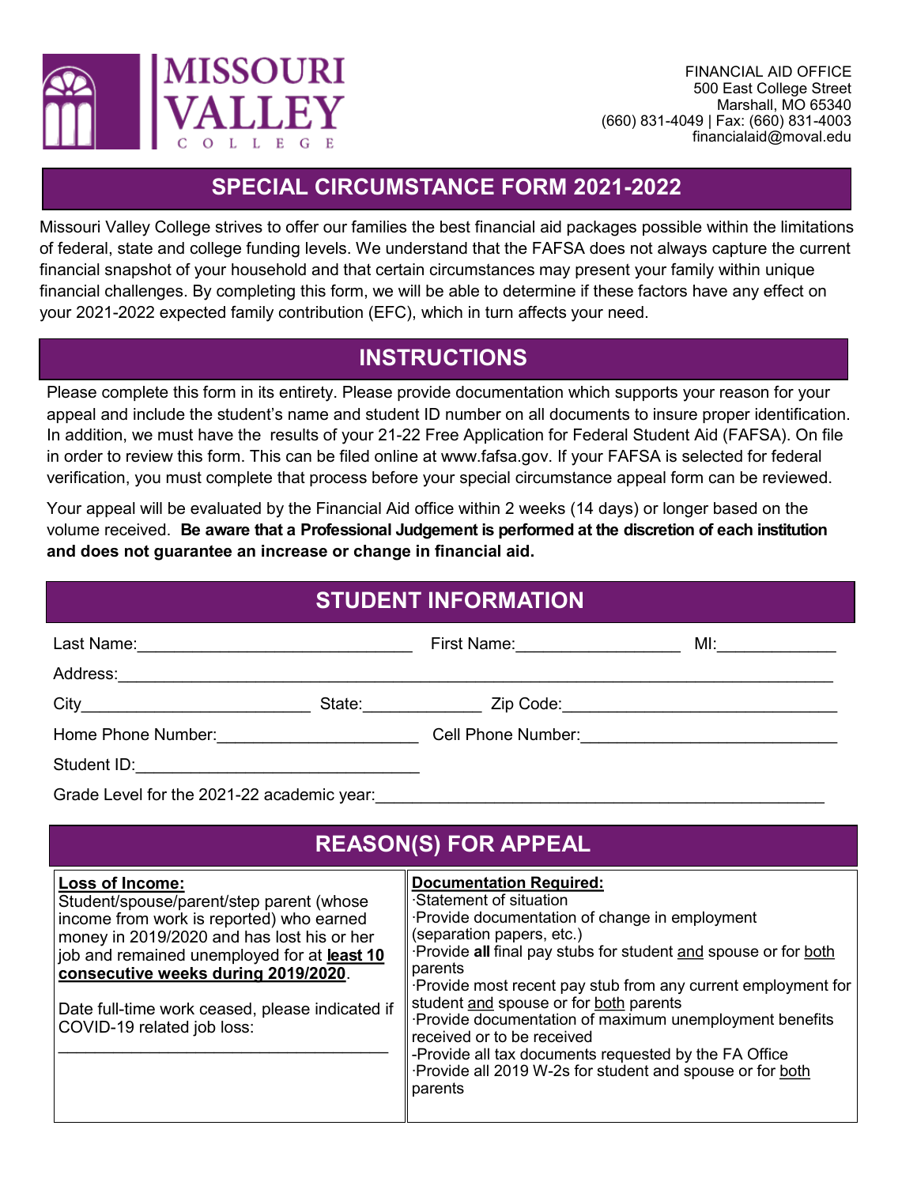**MISSOURI VALLEY COLLEGE**

FINANCIAL AID OFFICE
500 East College Street
Marshall, MO 65340
(660) 831-4049 | Fax: (660) 831-4003
financialaid@moval.edu

# SPECIAL CIRCUMSTANCE FORM 2021-2022

Missouri Valley College strives to offer our families the best financial aid packages possible within the limitations of federal, state and college funding levels. We understand that the FAFSA does not always capture the current financial snapshot of your household and that certain circumstances may present your family within unique financial challenges. By completing this form, we will be able to determine if these factors have any effect on your 2021-2022 expected family contribution (EFC), which in turn affects your need.

## INSTRUCTIONS

Please complete this form in its entirety. Please provide documentation which supports your reason for your appeal and include the student's name and student ID number on all documents to insure proper identification. In addition, we must have the results of your 21-22 Free Application for Federal Student Aid (FAFSA). On file in order to review this form. This can be filed online at www.fafsa.gov. If your FAFSA is selected for federal verification, you must complete that process before your special circumstance appeal form can be reviewed.

Your appeal will be evaluated by the Financial Aid office within 2 weeks (14 days) or longer based on the volume received. **Be aware that a Professional Judgement is performed at the discretion of each institution and does not guarantee an increase or change in financial aid.**

## STUDENT INFORMATION

Last Name:______________________________ First Name:__________________ MI:_____________

Address:_______________________________________________________________________________

City________________________ State:_____________ Zip Code:_____________________________

Home Phone Number:_____________________ Cell Phone Number:__________________________

Student ID:_______________________________

Grade Level for the 2021-22 academic year:__________________________________________________

## REASON(S) FOR APPEAL

| **Loss of Income:** | **Documentation Required:** |
|---|---|
| Student/spouse/parent/step parent (whose income from work is reported) who earned money in 2019/2020 and has lost his or her job and remained unemployed for at **least 10 consecutive weeks during 2019/2020**.<br><br>Date full-time work ceased, please indicated if COVID-19 related job loss:<br><br>___________________________________ | ·Statement of situation<br>·Provide documentation of change in employment (separation papers, etc.)<br>·Provide **all** final pay stubs for student and spouse or for both parents<br>·Provide most recent pay stub from any current employment for student and spouse or for both parents<br>·Provide documentation of maximum unemployment benefits received or to be received<br>-Provide all tax documents requested by the FA Office<br>·Provide all 2019 W-2s for student and spouse or for both parents |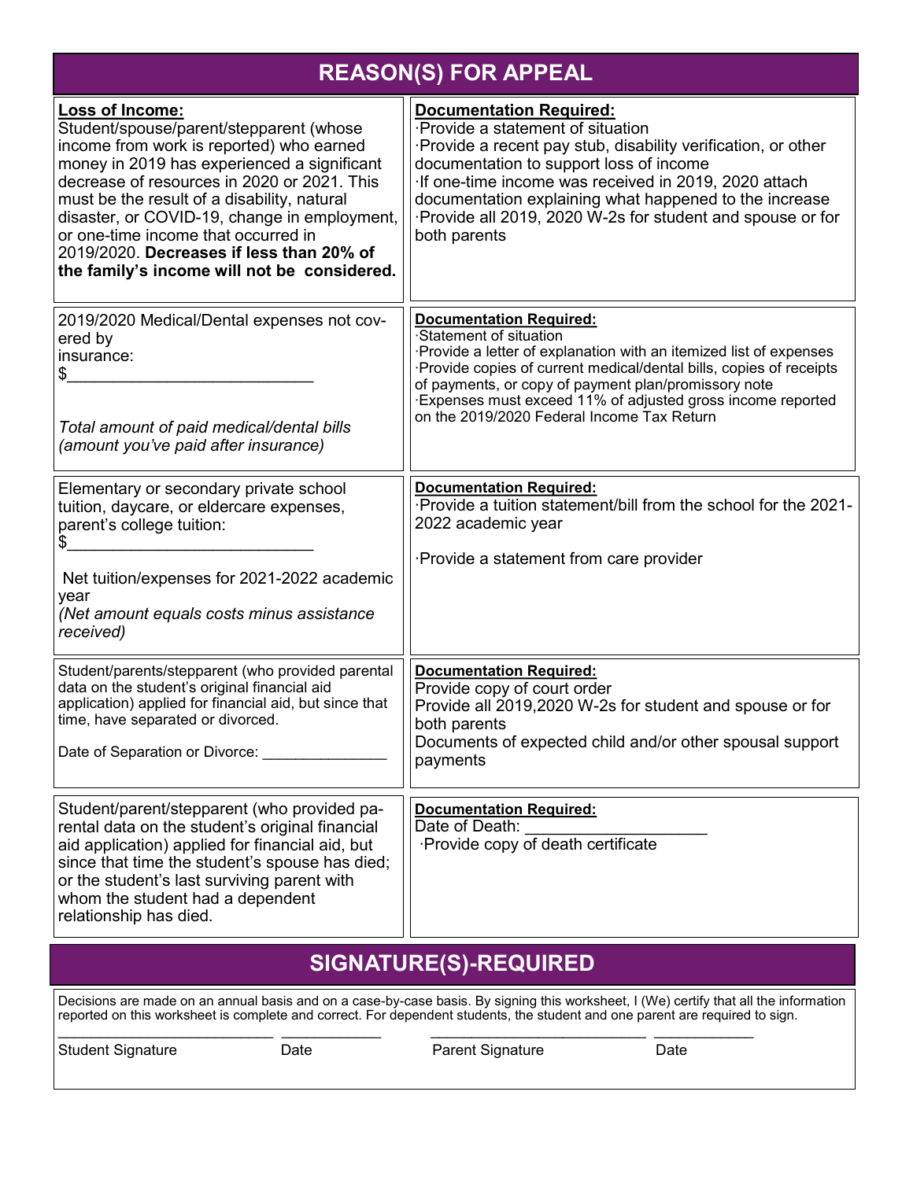## REASON(S) FOR APPEAL

| | |
|---|---|
| **Loss of Income:** Student/spouse/parent/stepparent (whose income from work is reported) who earned money in 2019 has experienced a significant decrease of resources in 2020 or 2021. This must be the result of a disability, natural disaster, or COVID-19, change in employment, or one-time income that occurred in 2019/2020. **Decreases if less than 20% of the family's income will not be considered.** | **Documentation Required:**<br>·Provide a statement of situation<br>·Provide a recent pay stub, disability verification, or other documentation to support loss of income<br>·If one-time income was received in 2019, 2020 attach documentation explaining what happened to the increase<br>·Provide all 2019, 2020 W-2s for student and spouse or for both parents |
| 2019/2020 Medical/Dental expenses not covered by insurance:<br>$___________________________<br>*Total amount of paid medical/dental bills (amount you've paid after insurance)* | **Documentation Required:**<br>·Statement of situation<br>·Provide a letter of explanation with an itemized list of expenses<br>·Provide copies of current medical/dental bills, copies of receipts of payments, or copy of payment plan/promissory note<br>·Expenses must exceed 11% of adjusted gross income reported on the 2019/2020 Federal Income Tax Return |
| Elementary or secondary private school tuition, daycare, or eldercare expenses, parent's college tuition:<br>$___________________________<br>Net tuition/expenses for 2021-2022 academic year<br>*(Net amount equals costs minus assistance received)* | **Documentation Required:**<br>·Provide a tuition statement/bill from the school for the 2021-2022 academic year<br>·Provide a statement from care provider |
| Student/parents/stepparent (who provided parental data on the student's original financial aid application) applied for financial aid, but since that time, have separated or divorced.<br>Date of Separation or Divorce: _______________ | **Documentation Required:**<br>Provide copy of court order<br>Provide all 2019,2020 W-2s for student and spouse or for both parents<br>Documents of expected child and/or other spousal support payments |
| Student/parent/stepparent (who provided parental data on the student's original financial aid application) applied for financial aid, but since that time the student's spouse has died; or the student's last surviving parent with whom the student had a dependent relationship has died. | **Documentation Required:**<br>Date of Death: ____________________<br>·Provide copy of death certificate |

## SIGNATURE(S)-REQUIRED

Decisions are made on an annual basis and on a case-by-case basis. By signing this worksheet, I (We) certify that all the information reported on this worksheet is complete and correct. For dependent students, the student and one parent are required to sign.

_________________________ ____________ _________________________ ____________

Student Signature Date Parent Signature Date